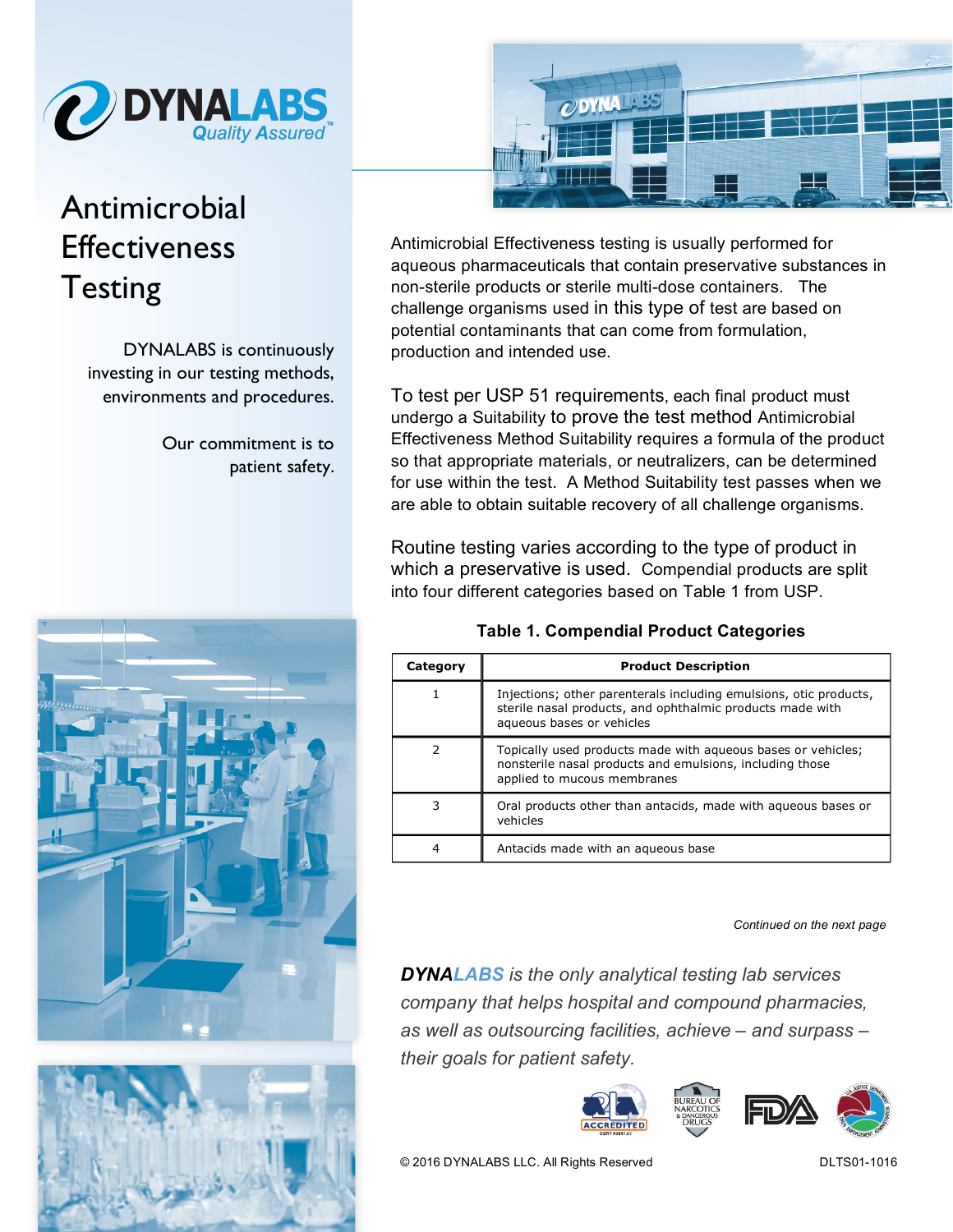DYNALABS Quality Assured™

# Antimicrobial Effectiveness Testing

DYNALABS is continuously investing in our testing methods, environments and procedures.

Our commitment is to patient safety.

Antimicrobial Effectiveness testing is usually performed for aqueous pharmaceuticals that contain preservative substances in non-sterile products or sterile multi-dose containers. The challenge organisms used in this type of test are based on potential contaminants that can come from formulation, production and intended use.

To test per USP 51 requirements, each final product must undergo a Suitability to prove the test method Antimicrobial Effectiveness Method Suitability requires a formula of the product so that appropriate materials, or neutralizers, can be determined for use within the test. A Method Suitability test passes when we are able to obtain suitable recovery of all challenge organisms.

Routine testing varies according to the type of product in which a preservative is used. Compendial products are split into four different categories based on Table 1 from USP.

**Table 1. Compendial Product Categories**

| Category | Product Description |
|---|---|
| 1 | Injections; other parenterals including emulsions, otic products, sterile nasal products, and ophthalmic products made with aqueous bases or vehicles |
| 2 | Topically used products made with aqueous bases or vehicles; nonsterile nasal products and emulsions, including those applied to mucous membranes |
| 3 | Oral products other than antacids, made with aqueous bases or vehicles |
| 4 | Antacids made with an aqueous base |

*Continued on the next page*

***DYNALABS** is the only analytical testing lab services company that helps hospital and compound pharmacies, as well as outsourcing facilities, achieve – and surpass – their goals for patient safety.*

© 2016 DYNALABS LLC. All Rights Reserved

DLTS01-1016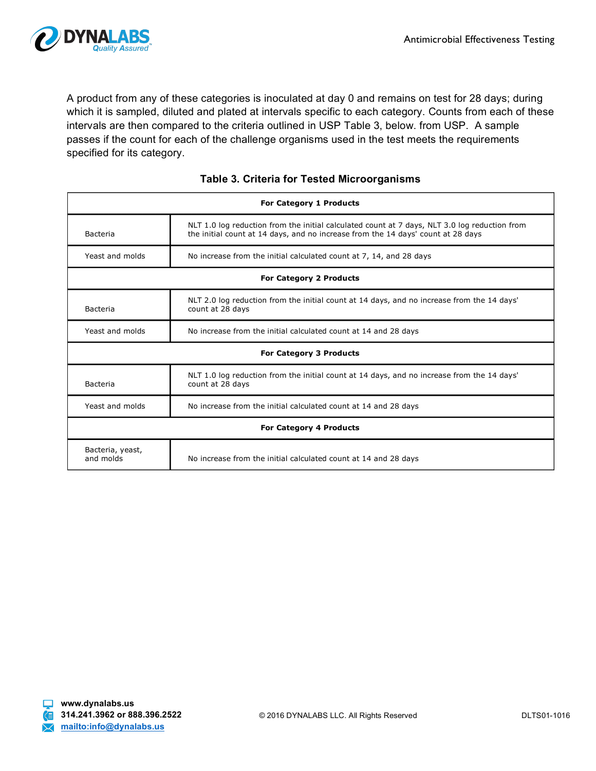A product from any of these categories is inoculated at day 0 and remains on test for 28 days; during which it is sampled, diluted and plated at intervals specific to each category. Counts from each of these intervals are then compared to the criteria outlined in USP Table 3, below. from USP. A sample passes if the count for each of the challenge organisms used in the test meets the requirements specified for its category.

**Table 3. Criteria for Tested Microorganisms**

| | |
|---|---|
| **For Category 1 Products** | |
| Bacteria | NLT 1.0 log reduction from the initial calculated count at 7 days, NLT 3.0 log reduction from the initial count at 14 days, and no increase from the 14 days' count at 28 days |
| Yeast and molds | No increase from the initial calculated count at 7, 14, and 28 days |
| **For Category 2 Products** | |
| Bacteria | NLT 2.0 log reduction from the initial count at 14 days, and no increase from the 14 days' count at 28 days |
| Yeast and molds | No increase from the initial calculated count at 14 and 28 days |
| **For Category 3 Products** | |
| Bacteria | NLT 1.0 log reduction from the initial count at 14 days, and no increase from the 14 days' count at 28 days |
| Yeast and molds | No increase from the initial calculated count at 14 and 28 days |
| **For Category 4 Products** | |
| Bacteria, yeast, and molds | No increase from the initial calculated count at 14 and 28 days |